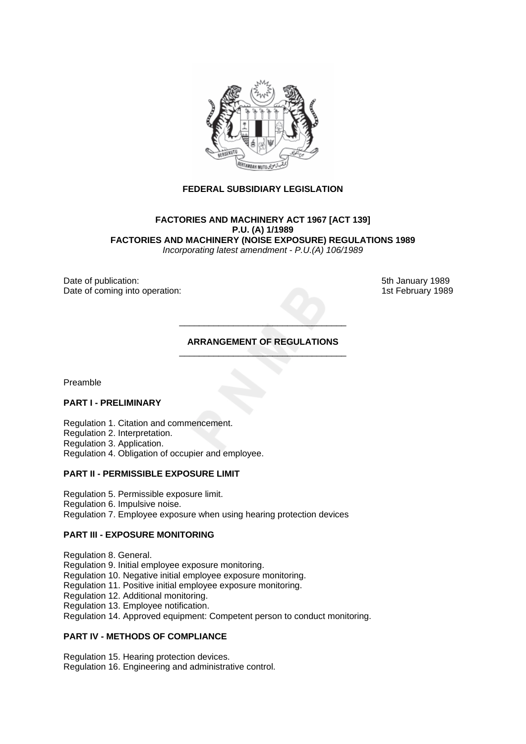**FEDERAL SUBSIDIARY LEGISLATION**

**FACTORIES AND MACHINERY ACT 1967 [ACT 139]**
**P.U. (A) 1/1989**
**FACTORIES AND MACHINERY (NOISE EXPOSURE) REGULATIONS 1989**
*Incorporating latest amendment - P.U.(A) 106/1989*

Date of publication: 5th January 1989
Date of coming into operation: 1st February 1989

---

## ARRANGEMENT OF REGULATIONS

---

Preamble

**PART I - PRELIMINARY**

Regulation 1. Citation and commencement.
Regulation 2. Interpretation.
Regulation 3. Application.
Regulation 4. Obligation of occupier and employee.

**PART II - PERMISSIBLE EXPOSURE LIMIT**

Regulation 5. Permissible exposure limit.
Regulation 6. Impulsive noise.
Regulation 7. Employee exposure when using hearing protection devices

**PART III - EXPOSURE MONITORING**

Regulation 8. General.
Regulation 9. Initial employee exposure monitoring.
Regulation 10. Negative initial employee exposure monitoring.
Regulation 11. Positive initial employee exposure monitoring.
Regulation 12. Additional monitoring.
Regulation 13. Employee notification.
Regulation 14. Approved equipment: Competent person to conduct monitoring.

**PART IV - METHODS OF COMPLIANCE**

Regulation 15. Hearing protection devices.
Regulation 16. Engineering and administrative control.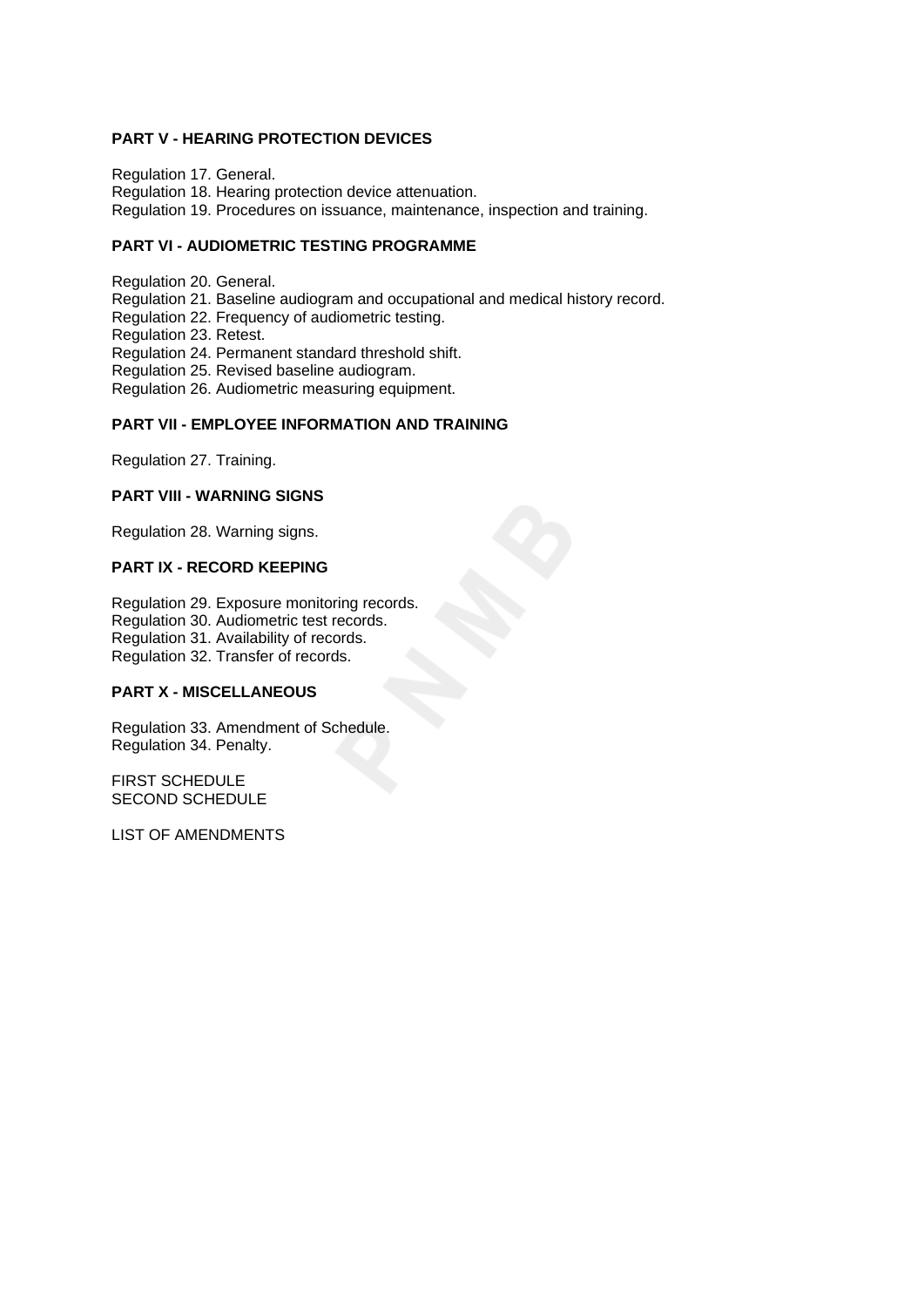**PART V - HEARING PROTECTION DEVICES**

Regulation 17. General.
Regulation 18. Hearing protection device attenuation.
Regulation 19. Procedures on issuance, maintenance, inspection and training.

**PART VI - AUDIOMETRIC TESTING PROGRAMME**

Regulation 20. General.
Regulation 21. Baseline audiogram and occupational and medical history record.
Regulation 22. Frequency of audiometric testing.
Regulation 23. Retest.
Regulation 24. Permanent standard threshold shift.
Regulation 25. Revised baseline audiogram.
Regulation 26. Audiometric measuring equipment.

**PART VII - EMPLOYEE INFORMATION AND TRAINING**

Regulation 27. Training.

**PART VIII - WARNING SIGNS**

Regulation 28. Warning signs.

**PART IX - RECORD KEEPING**

Regulation 29. Exposure monitoring records.
Regulation 30. Audiometric test records.
Regulation 31. Availability of records.
Regulation 32. Transfer of records.

**PART X - MISCELLANEOUS**

Regulation 33. Amendment of Schedule.
Regulation 34. Penalty.

FIRST SCHEDULE
SECOND SCHEDULE

LIST OF AMENDMENTS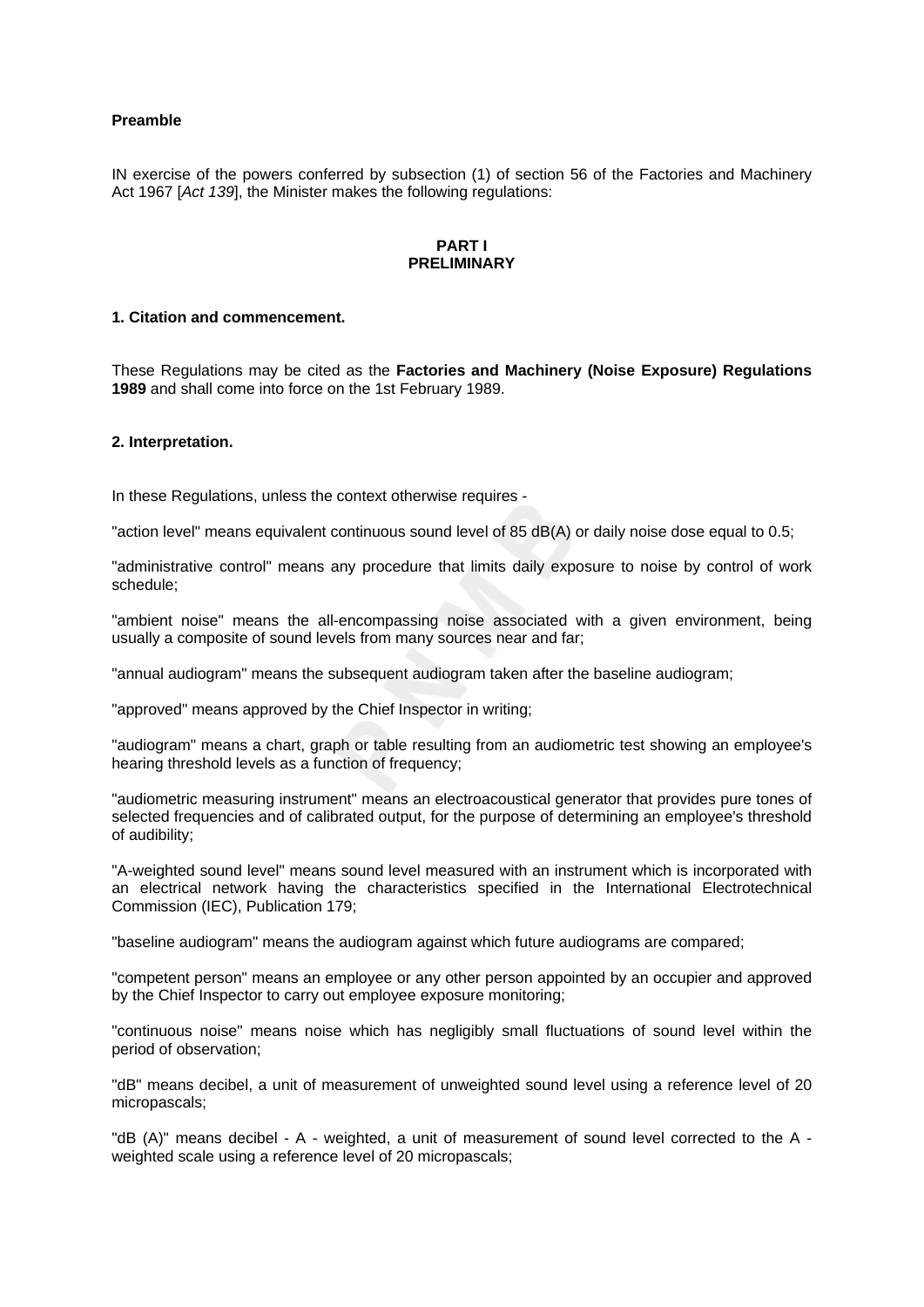**Preamble**

IN exercise of the powers conferred by subsection (1) of section 56 of the Factories and Machinery Act 1967 [*Act 139*], the Minister makes the following regulations:

## PART I
## PRELIMINARY

### 1. Citation and commencement.

These Regulations may be cited as the **Factories and Machinery (Noise Exposure) Regulations 1989** and shall come into force on the 1st February 1989.

### 2. Interpretation.

In these Regulations, unless the context otherwise requires -

"action level" means equivalent continuous sound level of 85 dB(A) or daily noise dose equal to 0.5;

"administrative control" means any procedure that limits daily exposure to noise by control of work schedule;

"ambient noise" means the all-encompassing noise associated with a given environment, being usually a composite of sound levels from many sources near and far;

"annual audiogram" means the subsequent audiogram taken after the baseline audiogram;

"approved" means approved by the Chief Inspector in writing;

"audiogram" means a chart, graph or table resulting from an audiometric test showing an employee's hearing threshold levels as a function of frequency;

"audiometric measuring instrument" means an electroacoustical generator that provides pure tones of selected frequencies and of calibrated output, for the purpose of determining an employee's threshold of audibility;

"A-weighted sound level" means sound level measured with an instrument which is incorporated with an electrical network having the characteristics specified in the International Electrotechnical Commission (IEC), Publication 179;

"baseline audiogram" means the audiogram against which future audiograms are compared;

"competent person" means an employee or any other person appointed by an occupier and approved by the Chief Inspector to carry out employee exposure monitoring;

"continuous noise" means noise which has negligibly small fluctuations of sound level within the period of observation;

"dB" means decibel, a unit of measurement of unweighted sound level using a reference level of 20 micropascals;

"dB (A)" means decibel - A - weighted, a unit of measurement of sound level corrected to the A - weighted scale using a reference level of 20 micropascals;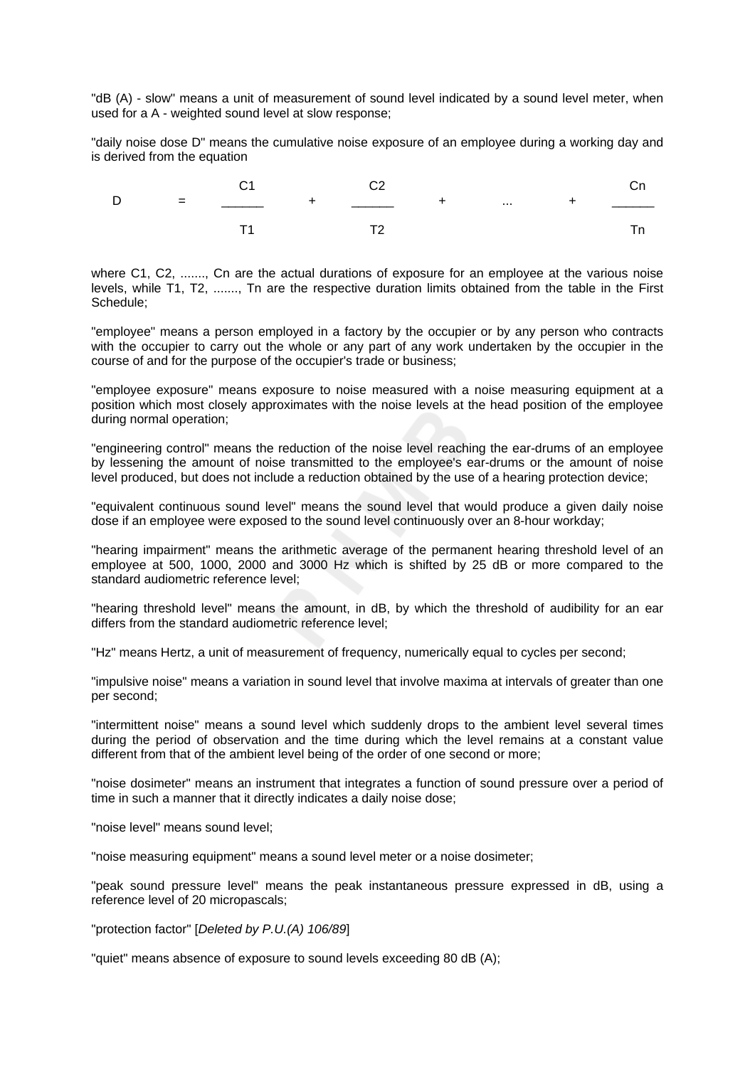"dB (A) - slow" means a unit of measurement of sound level indicated by a sound level meter, when used for a A - weighted sound level at slow response;

"daily noise dose D" means the cumulative noise exposure of an employee during a working day and is derived from the equation

$$D = \frac{C_1}{T_1} + \frac{C_2}{T_2} + \dots + \frac{C_n}{T_n}$$

where C1, C2, ......., Cn are the actual durations of exposure for an employee at the various noise levels, while T1, T2, ......., Tn are the respective duration limits obtained from the table in the First Schedule;

"employee" means a person employed in a factory by the occupier or by any person who contracts with the occupier to carry out the whole or any part of any work undertaken by the occupier in the course of and for the purpose of the occupier's trade or business;

"employee exposure" means exposure to noise measured with a noise measuring equipment at a position which most closely approximates with the noise levels at the head position of the employee during normal operation;

"engineering control" means the reduction of the noise level reaching the ear-drums of an employee by lessening the amount of noise transmitted to the employee's ear-drums or the amount of noise level produced, but does not include a reduction obtained by the use of a hearing protection device;

"equivalent continuous sound level" means the sound level that would produce a given daily noise dose if an employee were exposed to the sound level continuously over an 8-hour workday;

"hearing impairment" means the arithmetic average of the permanent hearing threshold level of an employee at 500, 1000, 2000 and 3000 Hz which is shifted by 25 dB or more compared to the standard audiometric reference level;

"hearing threshold level" means the amount, in dB, by which the threshold of audibility for an ear differs from the standard audiometric reference level;

"Hz" means Hertz, a unit of measurement of frequency, numerically equal to cycles per second;

"impulsive noise" means a variation in sound level that involve maxima at intervals of greater than one per second;

"intermittent noise" means a sound level which suddenly drops to the ambient level several times during the period of observation and the time during which the level remains at a constant value different from that of the ambient level being of the order of one second or more;

"noise dosimeter" means an instrument that integrates a function of sound pressure over a period of time in such a manner that it directly indicates a daily noise dose;

"noise level" means sound level;

"noise measuring equipment" means a sound level meter or a noise dosimeter;

"peak sound pressure level" means the peak instantaneous pressure expressed in dB, using a reference level of 20 micropascals;

"protection factor" [*Deleted by P.U.(A) 106/89*]

"quiet" means absence of exposure to sound levels exceeding 80 dB (A);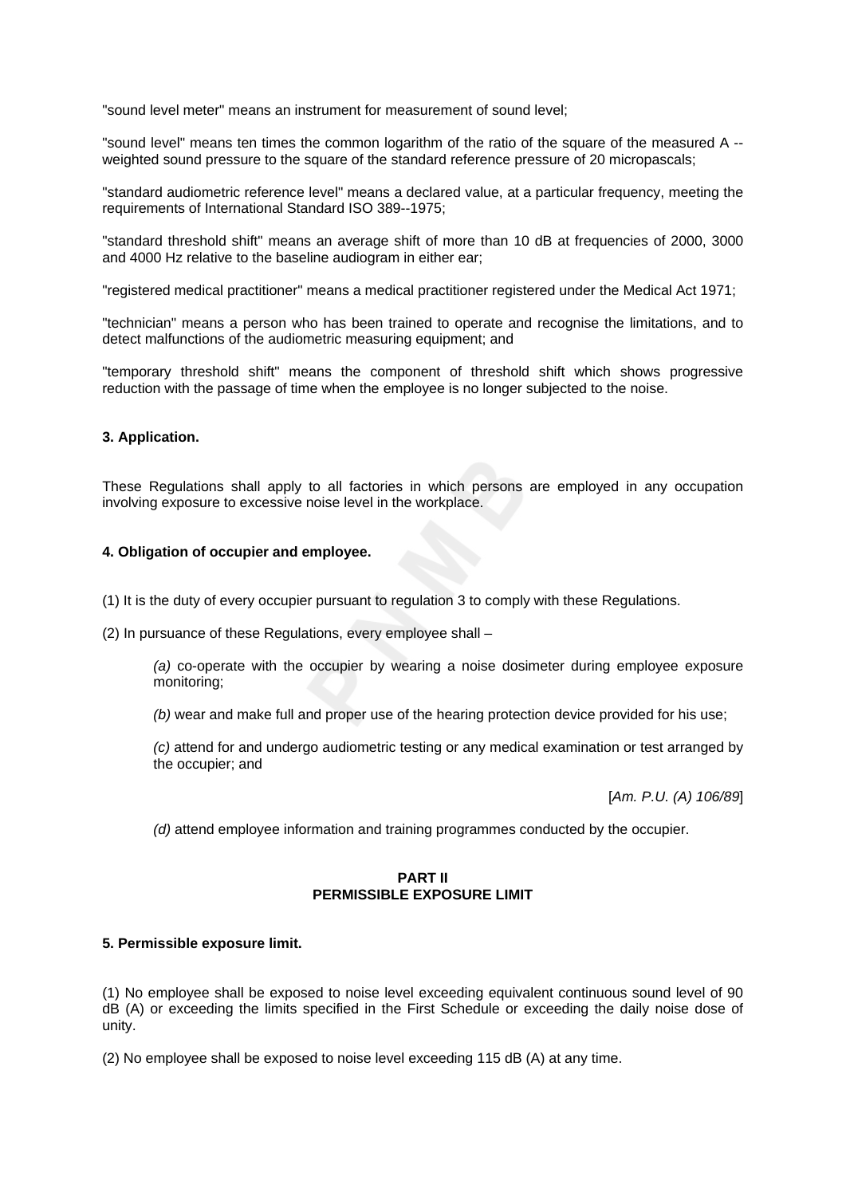"sound level meter" means an instrument for measurement of sound level;

"sound level" means ten times the common logarithm of the ratio of the square of the measured A --weighted sound pressure to the square of the standard reference pressure of 20 micropascals;

"standard audiometric reference level" means a declared value, at a particular frequency, meeting the requirements of International Standard ISO 389--1975;

"standard threshold shift" means an average shift of more than 10 dB at frequencies of 2000, 3000 and 4000 Hz relative to the baseline audiogram in either ear;

"registered medical practitioner" means a medical practitioner registered under the Medical Act 1971;

"technician" means a person who has been trained to operate and recognise the limitations, and to detect malfunctions of the audiometric measuring equipment; and

"temporary threshold shift" means the component of threshold shift which shows progressive reduction with the passage of time when the employee is no longer subjected to the noise.

**3. Application.**

These Regulations shall apply to all factories in which persons are employed in any occupation involving exposure to excessive noise level in the workplace.

**4. Obligation of occupier and employee.**

(1) It is the duty of every occupier pursuant to regulation 3 to comply with these Regulations.

(2) In pursuance of these Regulations, every employee shall –

*(a)* co-operate with the occupier by wearing a noise dosimeter during employee exposure monitoring;

*(b)* wear and make full and proper use of the hearing protection device provided for his use;

*(c)* attend for and undergo audiometric testing or any medical examination or test arranged by the occupier; and

[*Am. P.U. (A) 106/89*]

*(d)* attend employee information and training programmes conducted by the occupier.

**PART II**
**PERMISSIBLE EXPOSURE LIMIT**

**5. Permissible exposure limit.**

(1) No employee shall be exposed to noise level exceeding equivalent continuous sound level of 90 dB (A) or exceeding the limits specified in the First Schedule or exceeding the daily noise dose of unity.

(2) No employee shall be exposed to noise level exceeding 115 dB (A) at any time.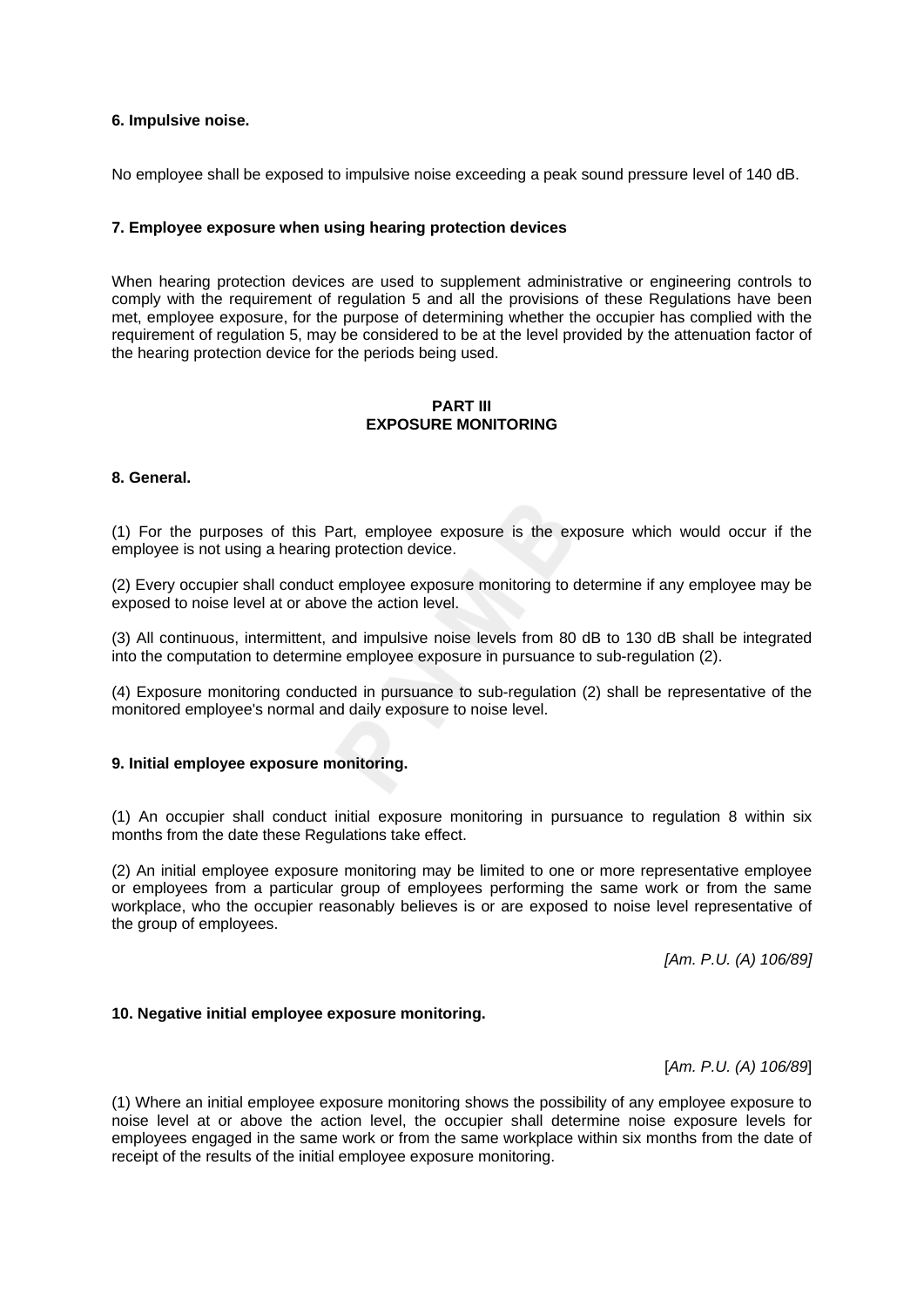### 6. Impulsive noise.

No employee shall be exposed to impulsive noise exceeding a peak sound pressure level of 140 dB.

### 7. Employee exposure when using hearing protection devices

When hearing protection devices are used to supplement administrative or engineering controls to comply with the requirement of regulation 5 and all the provisions of these Regulations have been met, employee exposure, for the purpose of determining whether the occupier has complied with the requirement of regulation 5, may be considered to be at the level provided by the attenuation factor of the hearing protection device for the periods being used.

## PART III
## EXPOSURE MONITORING

### 8. General.

(1) For the purposes of this Part, employee exposure is the exposure which would occur if the employee is not using a hearing protection device.

(2) Every occupier shall conduct employee exposure monitoring to determine if any employee may be exposed to noise level at or above the action level.

(3) All continuous, intermittent, and impulsive noise levels from 80 dB to 130 dB shall be integrated into the computation to determine employee exposure in pursuance to sub-regulation (2).

(4) Exposure monitoring conducted in pursuance to sub-regulation (2) shall be representative of the monitored employee's normal and daily exposure to noise level.

### 9. Initial employee exposure monitoring.

(1) An occupier shall conduct initial exposure monitoring in pursuance to regulation 8 within six months from the date these Regulations take effect.

(2) An initial employee exposure monitoring may be limited to one or more representative employee or employees from a particular group of employees performing the same work or from the same workplace, who the occupier reasonably believes is or are exposed to noise level representative of the group of employees.

*[Am. P.U. (A) 106/89]*

### 10. Negative initial employee exposure monitoring.

[*Am. P.U. (A) 106/89*]

(1) Where an initial employee exposure monitoring shows the possibility of any employee exposure to noise level at or above the action level, the occupier shall determine noise exposure levels for employees engaged in the same work or from the same workplace within six months from the date of receipt of the results of the initial employee exposure monitoring.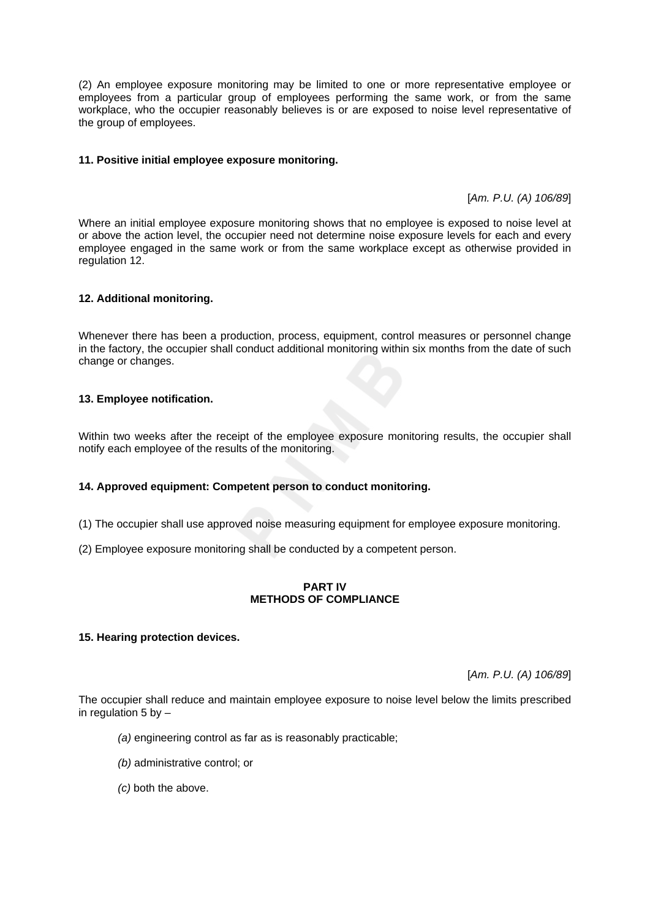(2) An employee exposure monitoring may be limited to one or more representative employee or employees from a particular group of employees performing the same work, or from the same workplace, who the occupier reasonably believes is or are exposed to noise level representative of the group of employees.

**11. Positive initial employee exposure monitoring.**

[*Am. P.U. (A) 106/89*]

Where an initial employee exposure monitoring shows that no employee is exposed to noise level at or above the action level, the occupier need not determine noise exposure levels for each and every employee engaged in the same work or from the same workplace except as otherwise provided in regulation 12.

**12. Additional monitoring.**

Whenever there has been a production, process, equipment, control measures or personnel change in the factory, the occupier shall conduct additional monitoring within six months from the date of such change or changes.

**13. Employee notification.**

Within two weeks after the receipt of the employee exposure monitoring results, the occupier shall notify each employee of the results of the monitoring.

**14. Approved equipment: Competent person to conduct monitoring.**

(1) The occupier shall use approved noise measuring equipment for employee exposure monitoring.

(2) Employee exposure monitoring shall be conducted by a competent person.

## PART IV
## METHODS OF COMPLIANCE

**15. Hearing protection devices.**

[*Am. P.U. (A) 106/89*]

The occupier shall reduce and maintain employee exposure to noise level below the limits prescribed in regulation 5 by –

*(a)* engineering control as far as is reasonably practicable;

*(b)* administrative control; or

*(c)* both the above.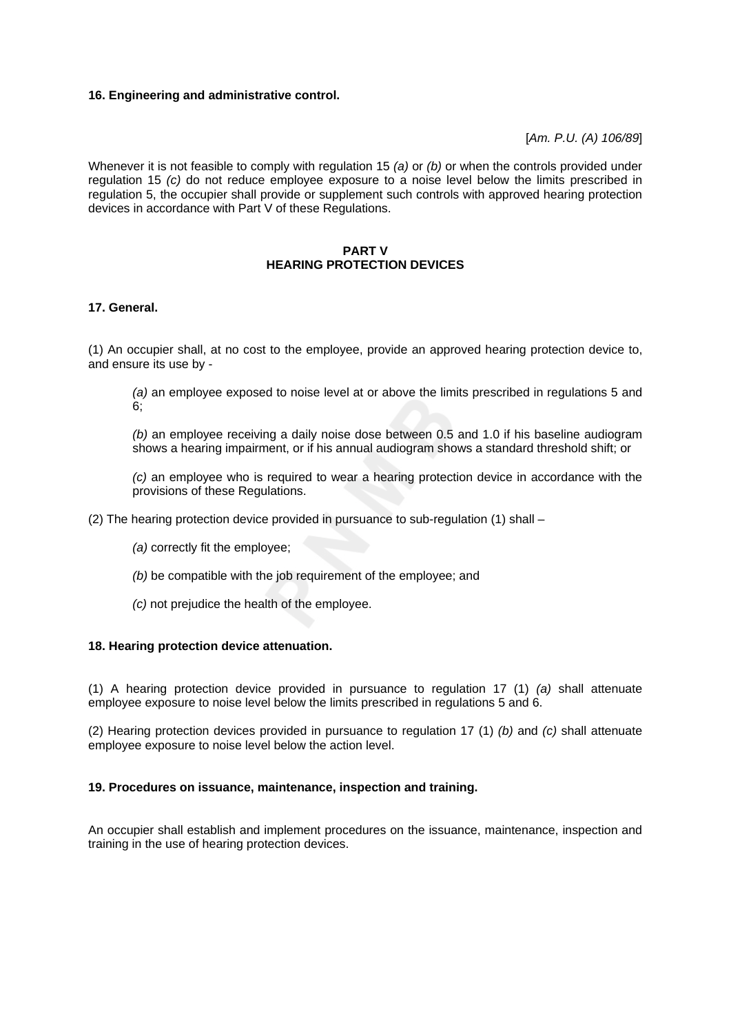**16. Engineering and administrative control.**

[*Am. P.U. (A) 106/89*]

Whenever it is not feasible to comply with regulation 15 *(a)* or *(b)* or when the controls provided under regulation 15 *(c)* do not reduce employee exposure to a noise level below the limits prescribed in regulation 5, the occupier shall provide or supplement such controls with approved hearing protection devices in accordance with Part V of these Regulations.

**PART V**
**HEARING PROTECTION DEVICES**

**17. General.**

(1) An occupier shall, at no cost to the employee, provide an approved hearing protection device to, and ensure its use by -

> *(a)* an employee exposed to noise level at or above the limits prescribed in regulations 5 and 6;
>
> *(b)* an employee receiving a daily noise dose between 0.5 and 1.0 if his baseline audiogram shows a hearing impairment, or if his annual audiogram shows a standard threshold shift; or
>
> *(c)* an employee who is required to wear a hearing protection device in accordance with the provisions of these Regulations.

(2) The hearing protection device provided in pursuance to sub-regulation (1) shall –

> *(a)* correctly fit the employee;
>
> *(b)* be compatible with the job requirement of the employee; and
>
> *(c)* not prejudice the health of the employee.

**18. Hearing protection device attenuation.**

(1) A hearing protection device provided in pursuance to regulation 17 (1) *(a)* shall attenuate employee exposure to noise level below the limits prescribed in regulations 5 and 6.

(2) Hearing protection devices provided in pursuance to regulation 17 (1) *(b)* and *(c)* shall attenuate employee exposure to noise level below the action level.

**19. Procedures on issuance, maintenance, inspection and training.**

An occupier shall establish and implement procedures on the issuance, maintenance, inspection and training in the use of hearing protection devices.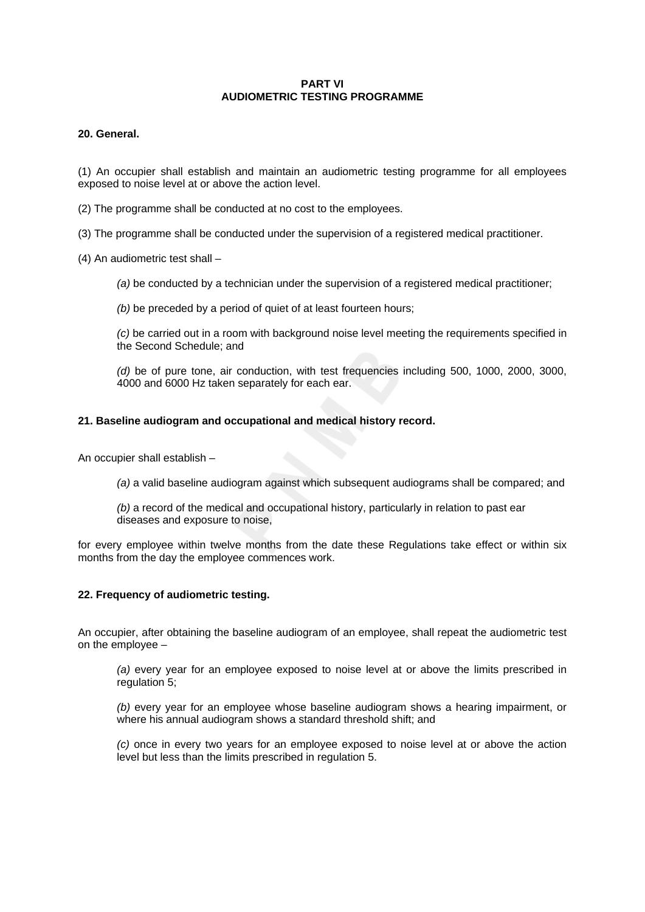## PART VI
## AUDIOMETRIC TESTING PROGRAMME

**20. General.**

(1) An occupier shall establish and maintain an audiometric testing programme for all employees exposed to noise level at or above the action level.

(2) The programme shall be conducted at no cost to the employees.

(3) The programme shall be conducted under the supervision of a registered medical practitioner.

(4) An audiometric test shall –

*(a)* be conducted by a technician under the supervision of a registered medical practitioner;

*(b)* be preceded by a period of quiet of at least fourteen hours;

*(c)* be carried out in a room with background noise level meeting the requirements specified in the Second Schedule; and

*(d)* be of pure tone, air conduction, with test frequencies including 500, 1000, 2000, 3000, 4000 and 6000 Hz taken separately for each ear.

**21. Baseline audiogram and occupational and medical history record.**

An occupier shall establish –

*(a)* a valid baseline audiogram against which subsequent audiograms shall be compared; and

*(b)* a record of the medical and occupational history, particularly in relation to past ear diseases and exposure to noise,

for every employee within twelve months from the date these Regulations take effect or within six months from the day the employee commences work.

**22. Frequency of audiometric testing.**

An occupier, after obtaining the baseline audiogram of an employee, shall repeat the audiometric test on the employee –

*(a)* every year for an employee exposed to noise level at or above the limits prescribed in regulation 5;

*(b)* every year for an employee whose baseline audiogram shows a hearing impairment, or where his annual audiogram shows a standard threshold shift; and

*(c)* once in every two years for an employee exposed to noise level at or above the action level but less than the limits prescribed in regulation 5.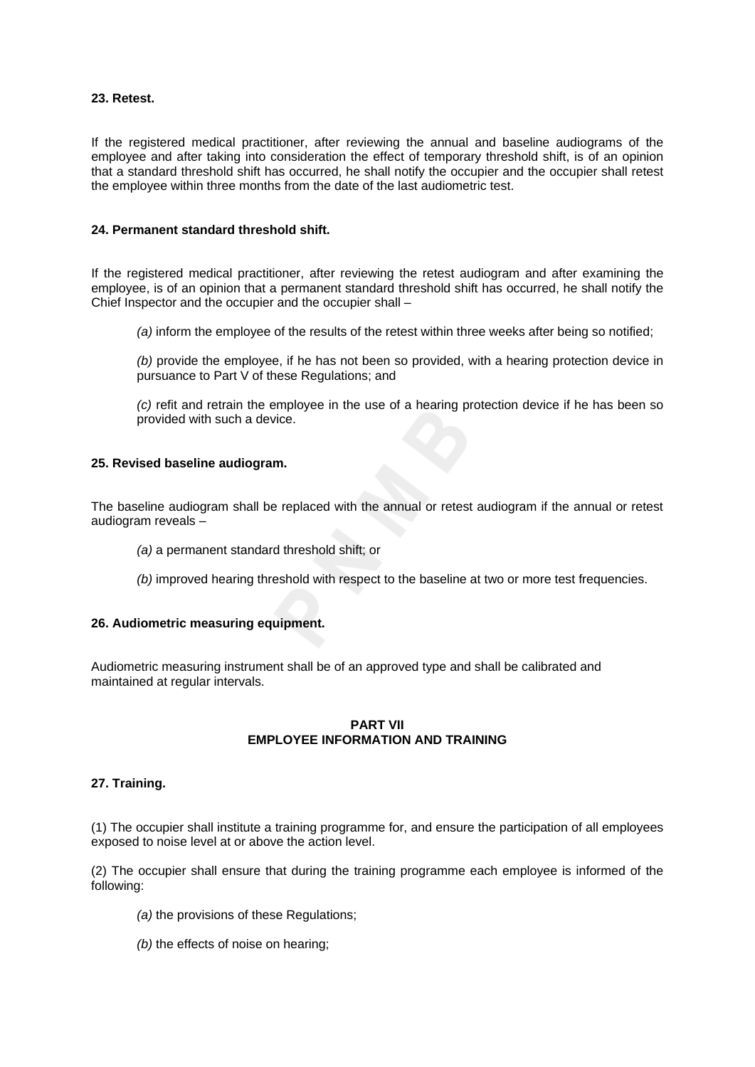**23. Retest.**

If the registered medical practitioner, after reviewing the annual and baseline audiograms of the employee and after taking into consideration the effect of temporary threshold shift, is of an opinion that a standard threshold shift has occurred, he shall notify the occupier and the occupier shall retest the employee within three months from the date of the last audiometric test.

**24. Permanent standard threshold shift.**

If the registered medical practitioner, after reviewing the retest audiogram and after examining the employee, is of an opinion that a permanent standard threshold shift has occurred, he shall notify the Chief Inspector and the occupier and the occupier shall –

*(a)* inform the employee of the results of the retest within three weeks after being so notified;

*(b)* provide the employee, if he has not been so provided, with a hearing protection device in pursuance to Part V of these Regulations; and

*(c)* refit and retrain the employee in the use of a hearing protection device if he has been so provided with such a device.

**25. Revised baseline audiogram.**

The baseline audiogram shall be replaced with the annual or retest audiogram if the annual or retest audiogram reveals –

*(a)* a permanent standard threshold shift; or

*(b)* improved hearing threshold with respect to the baseline at two or more test frequencies.

**26. Audiometric measuring equipment.**

Audiometric measuring instrument shall be of an approved type and shall be calibrated and maintained at regular intervals.

## PART VII
## EMPLOYEE INFORMATION AND TRAINING

**27. Training.**

(1) The occupier shall institute a training programme for, and ensure the participation of all employees exposed to noise level at or above the action level.

(2) The occupier shall ensure that during the training programme each employee is informed of the following:

*(a)* the provisions of these Regulations;

*(b)* the effects of noise on hearing;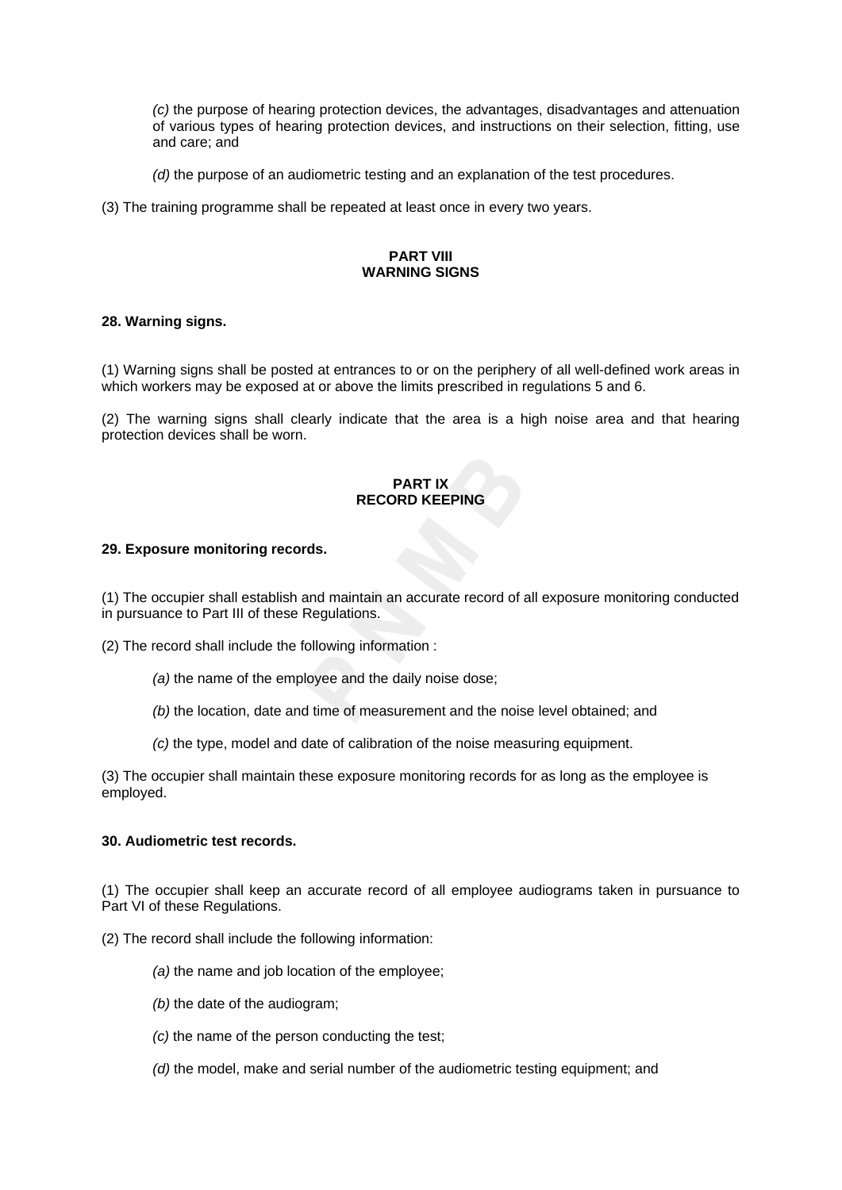*(c)* the purpose of hearing protection devices, the advantages, disadvantages and attenuation of various types of hearing protection devices, and instructions on their selection, fitting, use and care; and

*(d)* the purpose of an audiometric testing and an explanation of the test procedures.

(3) The training programme shall be repeated at least once in every two years.

## PART VIII
## WARNING SIGNS

### 28. Warning signs.

(1) Warning signs shall be posted at entrances to or on the periphery of all well-defined work areas in which workers may be exposed at or above the limits prescribed in regulations 5 and 6.

(2) The warning signs shall clearly indicate that the area is a high noise area and that hearing protection devices shall be worn.

## PART IX
## RECORD KEEPING

### 29. Exposure monitoring records.

(1) The occupier shall establish and maintain an accurate record of all exposure monitoring conducted in pursuance to Part III of these Regulations.

(2) The record shall include the following information :

*(a)* the name of the employee and the daily noise dose;

*(b)* the location, date and time of measurement and the noise level obtained; and

*(c)* the type, model and date of calibration of the noise measuring equipment.

(3) The occupier shall maintain these exposure monitoring records for as long as the employee is employed.

### 30. Audiometric test records.

(1) The occupier shall keep an accurate record of all employee audiograms taken in pursuance to Part VI of these Regulations.

(2) The record shall include the following information:

*(a)* the name and job location of the employee;

*(b)* the date of the audiogram;

*(c)* the name of the person conducting the test;

*(d)* the model, make and serial number of the audiometric testing equipment; and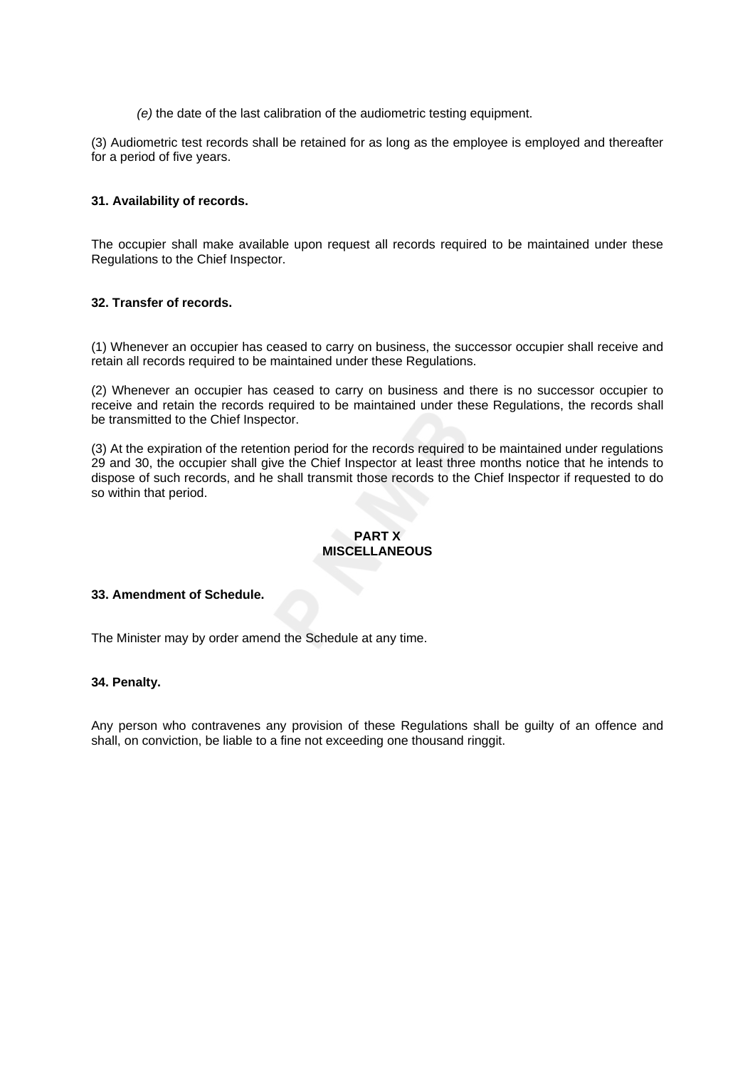*(e)* the date of the last calibration of the audiometric testing equipment.

(3) Audiometric test records shall be retained for as long as the employee is employed and thereafter for a period of five years.

**31. Availability of records.**

The occupier shall make available upon request all records required to be maintained under these Regulations to the Chief Inspector.

**32. Transfer of records.**

(1) Whenever an occupier has ceased to carry on business, the successor occupier shall receive and retain all records required to be maintained under these Regulations.

(2) Whenever an occupier has ceased to carry on business and there is no successor occupier to receive and retain the records required to be maintained under these Regulations, the records shall be transmitted to the Chief Inspector.

(3) At the expiration of the retention period for the records required to be maintained under regulations 29 and 30, the occupier shall give the Chief Inspector at least three months notice that he intends to dispose of such records, and he shall transmit those records to the Chief Inspector if requested to do so within that period.

## PART X
## MISCELLANEOUS

**33. Amendment of Schedule.**

The Minister may by order amend the Schedule at any time.

**34. Penalty.**

Any person who contravenes any provision of these Regulations shall be guilty of an offence and shall, on conviction, be liable to a fine not exceeding one thousand ringgit.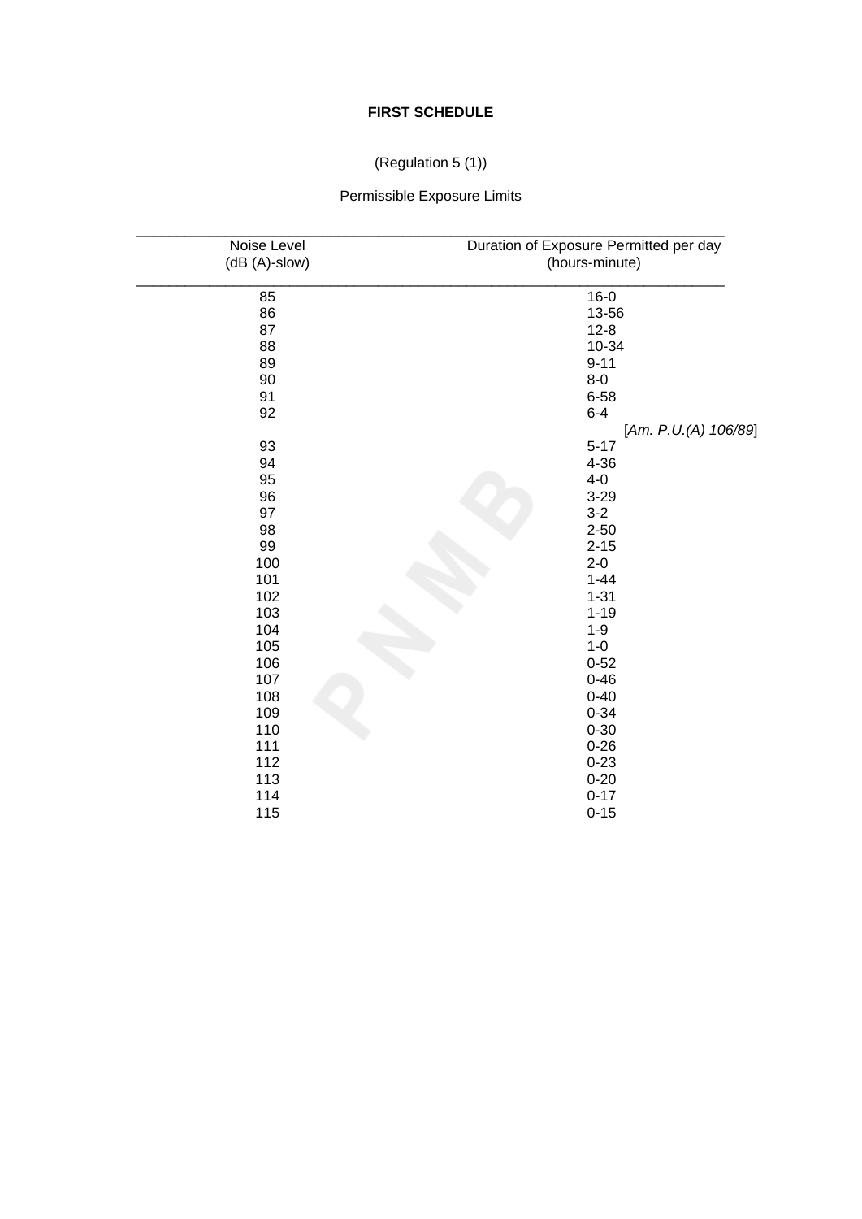**FIRST SCHEDULE**

(Regulation 5 (1))

Permissible Exposure Limits

| Noise Level (dB (A)-slow) | Duration of Exposure Permitted per day (hours-minute) |
|---|---|
| 85 | 16-0 |
| 86 | 13-56 |
| 87 | 12-8 |
| 88 | 10-34 |
| 89 | 9-11 |
| 90 | 8-0 |
| 91 | 6-58 |
| 92 | 6-4 |
| | [*Am. P.U.(A) 106/89*] |
| 93 | 5-17 |
| 94 | 4-36 |
| 95 | 4-0 |
| 96 | 3-29 |
| 97 | 3-2 |
| 98 | 2-50 |
| 99 | 2-15 |
| 100 | 2-0 |
| 101 | 1-44 |
| 102 | 1-31 |
| 103 | 1-19 |
| 104 | 1-9 |
| 105 | 1-0 |
| 106 | 0-52 |
| 107 | 0-46 |
| 108 | 0-40 |
| 109 | 0-34 |
| 110 | 0-30 |
| 111 | 0-26 |
| 112 | 0-23 |
| 113 | 0-20 |
| 114 | 0-17 |
| 115 | 0-15 |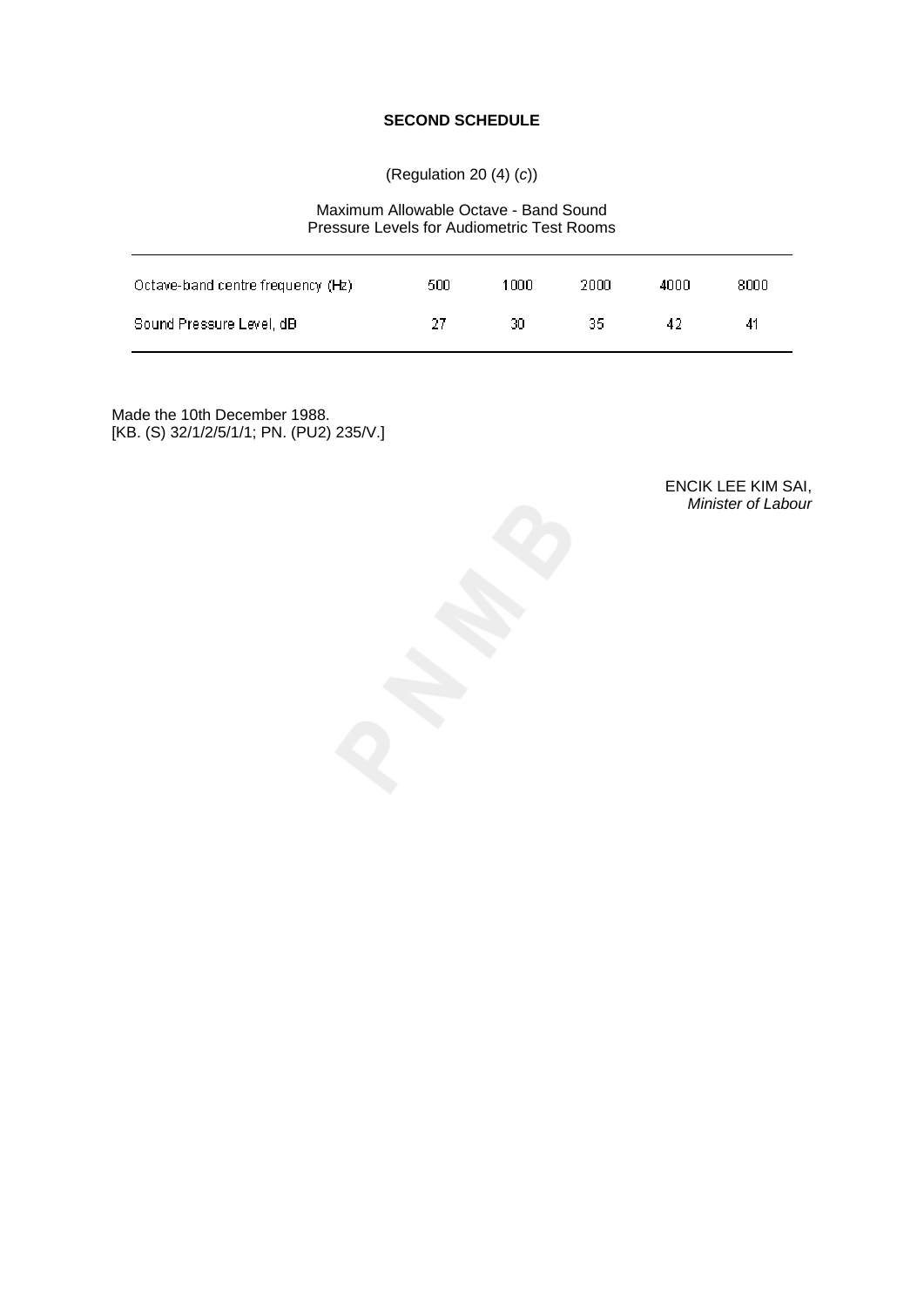**SECOND SCHEDULE**

(Regulation 20 (4) (*c*))

Maximum Allowable Octave - Band Sound Pressure Levels for Audiometric Test Rooms

| | | | | | |
|---|---|---|---|---|---|
| Octave-band centre frequency (Hz) | 500 | 1000 | 2000 | 4000 | 8000 |
| Sound Pressure Level, dB | 27 | 30 | 35 | 42 | 41 |

Made the 10th December 1988.
[KB. (S) 32/1/2/5/1/1; PN. (PU2) 235/V.]

ENCIK LEE KIM SAI,
*Minister of Labour*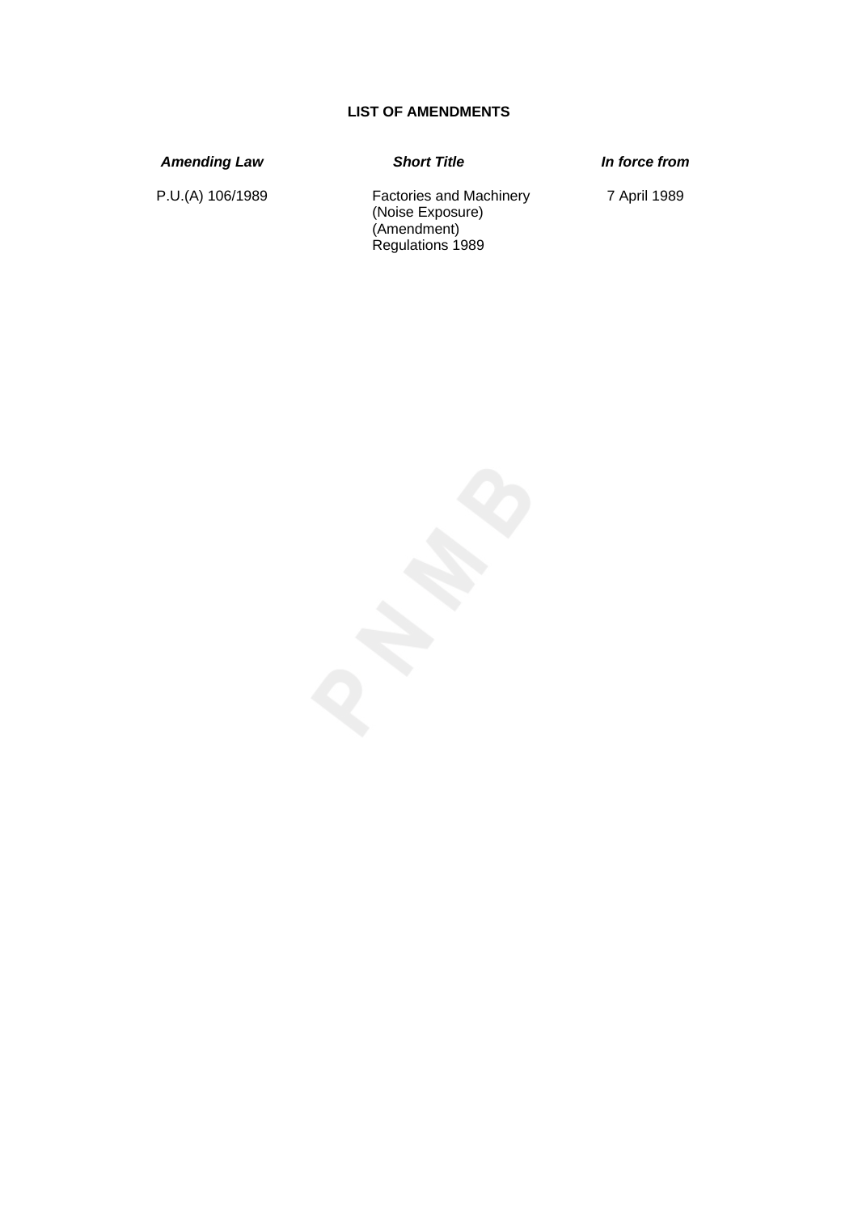**LIST OF AMENDMENTS**

| *Amending Law* | *Short Title* | *In force from* |
|---|---|---|
| P.U.(A) 106/1989 | Factories and Machinery (Noise Exposure) (Amendment) Regulations 1989 | 7 April 1989 |